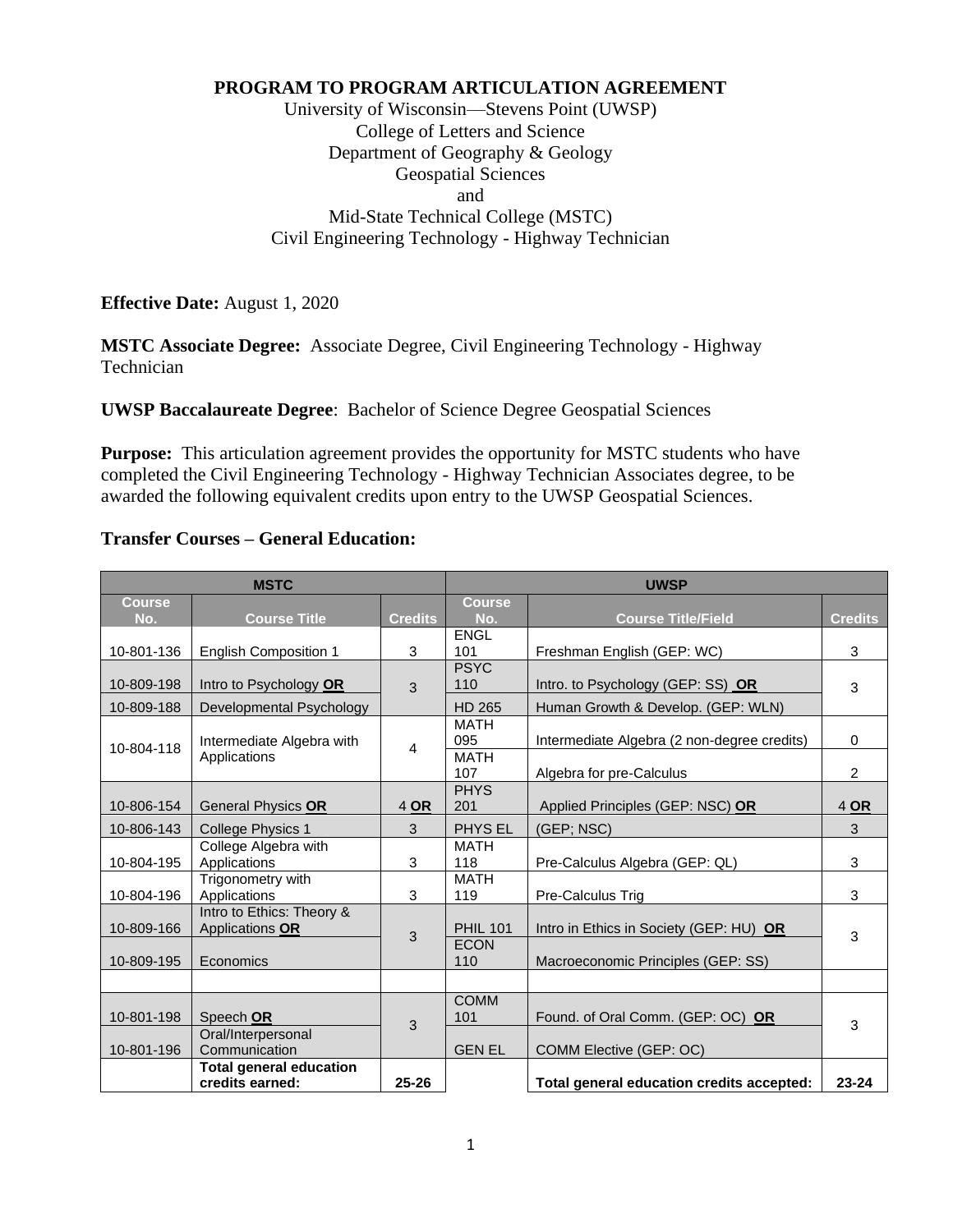**PROGRAM TO PROGRAM ARTICULATION AGREEMENT**

University of Wisconsin—Stevens Point (UWSP)
College of Letters and Science
Department of Geography & Geology
Geospatial Sciences
and
Mid-State Technical College (MSTC)
Civil Engineering Technology - Highway Technician

**Effective Date:** August 1, 2020

**MSTC Associate Degree:** Associate Degree, Civil Engineering Technology - Highway Technician

**UWSP Baccalaureate Degree**: Bachelor of Science Degree Geospatial Sciences

**Purpose:** This articulation agreement provides the opportunity for MSTC students who have completed the Civil Engineering Technology - Highway Technician Associates degree, to be awarded the following equivalent credits upon entry to the UWSP Geospatial Sciences.

**Transfer Courses – General Education:**

| MSTC | | | UWSP | | |
|---|---|---|---|---|---|
| **Course No.** | **Course Title** | **Credits** | **Course No.** | **Course Title/Field** | **Credits** |
| 10-801-136 | English Composition 1 | 3 | ENGL 101 | Freshman English (GEP: WC) | 3 |
| 10-809-198 | Intro to Psychology **OR** | 3 | PSYC 110 | Intro. to Psychology (GEP: SS) **OR** | 3 |
| 10-809-188 | Developmental Psychology | | HD 265 | Human Growth & Develop. (GEP: WLN) | |
| 10-804-118 | Intermediate Algebra with Applications | 4 | MATH 095 | Intermediate Algebra (2 non-degree credits) | 0 |
| | | | MATH 107 | Algebra for pre-Calculus | 2 |
| 10-806-154 | General Physics **OR** | 4 **OR** | PHYS 201 | Applied Principles (GEP: NSC) **OR** | 4 **OR** |
| 10-806-143 | College Physics 1 | 3 | PHYS EL | (GEP; NSC) | 3 |
| 10-804-195 | College Algebra with Applications | 3 | MATH 118 | Pre-Calculus Algebra (GEP: QL) | 3 |
| 10-804-196 | Trigonometry with Applications | 3 | MATH 119 | Pre-Calculus Trig | 3 |
| 10-809-166 | Intro to Ethics: Theory & Applications **OR** | 3 | PHIL 101 | Intro in Ethics in Society (GEP: HU) **OR** | 3 |
| 10-809-195 | Economics | | ECON 110 | Macroeconomic Principles (GEP: SS) | |
| | | | | | |
| 10-801-198 | Speech **OR** | 3 | COMM 101 | Found. of Oral Comm. (GEP: OC) **OR** | 3 |
| 10-801-196 | Oral/Interpersonal Communication | | GEN EL | COMM Elective (GEP: OC) | |
| | **Total general education credits earned:** | **25-26** | | **Total general education credits accepted:** | **23-24** |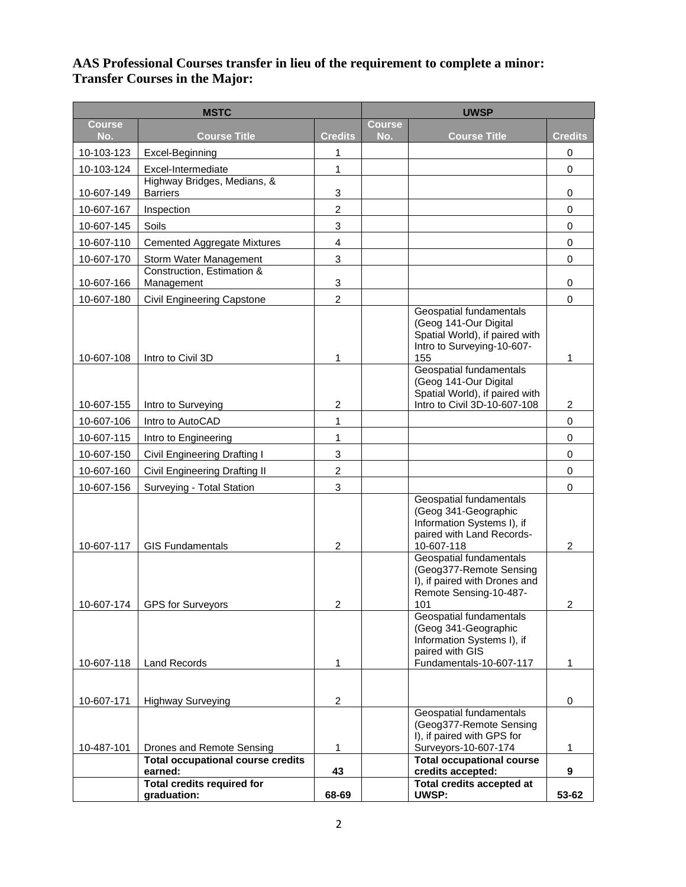**AAS Professional Courses transfer in lieu of the requirement to complete a minor:**
**Transfer Courses in the Major:**

| MSTC | | | UWSP | | |
|---|---|---|---|---|---|
| **Course No.** | **Course Title** | **Credits** | **Course No.** | **Course Title** | **Credits** |
| 10-103-123 | Excel-Beginning | 1 | | | 0 |
| 10-103-124 | Excel-Intermediate | 1 | | | 0 |
| 10-607-149 | Highway Bridges, Medians, & Barriers | 3 | | | 0 |
| 10-607-167 | Inspection | 2 | | | 0 |
| 10-607-145 | Soils | 3 | | | 0 |
| 10-607-110 | Cemented Aggregate Mixtures | 4 | | | 0 |
| 10-607-170 | Storm Water Management | 3 | | | 0 |
| 10-607-166 | Construction, Estimation & Management | 3 | | | 0 |
| 10-607-180 | Civil Engineering Capstone | 2 | | | 0 |
| 10-607-108 | Intro to Civil 3D | 1 | | Geospatial fundamentals (Geog 141-Our Digital Spatial World), if paired with Intro to Surveying-10-607-155 | 1 |
| 10-607-155 | Intro to Surveying | 2 | | Geospatial fundamentals (Geog 141-Our Digital Spatial World), if paired with Intro to Civil 3D-10-607-108 | 2 |
| 10-607-106 | Intro to AutoCAD | 1 | | | 0 |
| 10-607-115 | Intro to Engineering | 1 | | | 0 |
| 10-607-150 | Civil Engineering Drafting I | 3 | | | 0 |
| 10-607-160 | Civil Engineering Drafting II | 2 | | | 0 |
| 10-607-156 | Surveying - Total Station | 3 | | | 0 |
| 10-607-117 | GIS Fundamentals | 2 | | Geospatial fundamentals (Geog 341-Geographic Information Systems I), if paired with Land Records-10-607-118 | 2 |
| 10-607-174 | GPS for Surveyors | 2 | | Geospatial fundamentals (Geog377-Remote Sensing I), if paired with Drones and Remote Sensing-10-487-101 | 2 |
| 10-607-118 | Land Records | 1 | | Geospatial fundamentals (Geog 341-Geographic Information Systems I), if paired with GIS Fundamentals-10-607-117 | 1 |
| 10-607-171 | Highway Surveying | 2 | | | 0 |
| 10-487-101 | Drones and Remote Sensing | 1 | | Geospatial fundamentals (Geog377-Remote Sensing I), if paired with GPS for Surveyors-10-607-174 | 1 |
| | **Total occupational course credits earned:** | **43** | | **Total occupational course credits accepted:** | **9** |
| | **Total credits required for graduation:** | **68-69** | | **Total credits accepted at UWSP:** | **53-62** |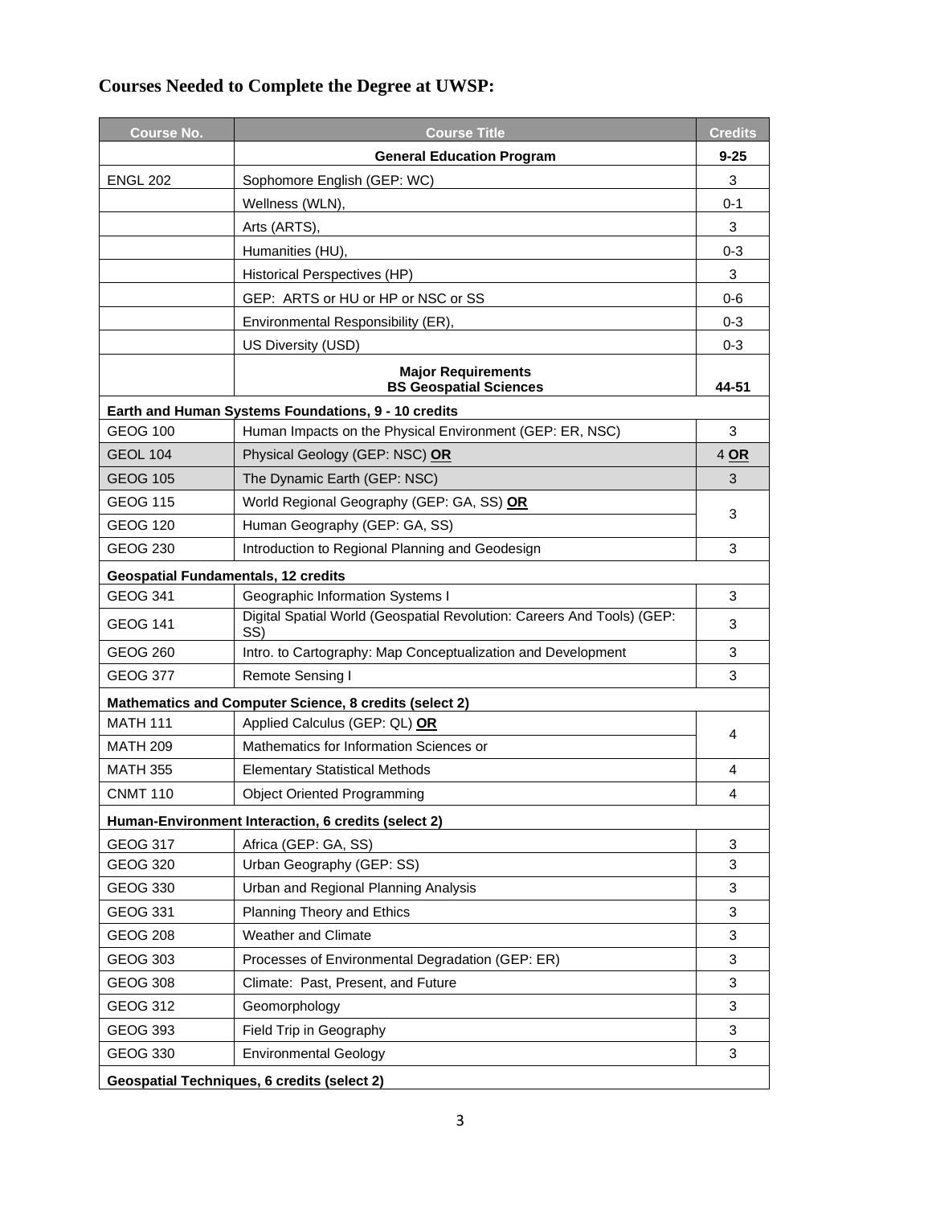## Courses Needed to Complete the Degree at UWSP:

| Course No. | Course Title | Credits |
|---|---|---|
| | **General Education Program** | **9-25** |
| ENGL 202 | Sophomore English (GEP: WC) | 3 |
| | Wellness (WLN), | 0-1 |
| | Arts (ARTS), | 3 |
| | Humanities (HU), | 0-3 |
| | Historical Perspectives (HP) | 3 |
| | GEP: ARTS or HU or HP or NSC or SS | 0-6 |
| | Environmental Responsibility (ER), | 0-3 |
| | US Diversity (USD) | 0-3 |
| | **Major Requirements BS Geospatial Sciences** | **44-51** |
| **Earth and Human Systems Foundations, 9 - 10 credits** | | |
| GEOG 100 | Human Impacts on the Physical Environment (GEP: ER, NSC) | 3 |
| GEOL 104 | Physical Geology (GEP: NSC) **OR** | 4 **OR** |
| GEOG 105 | The Dynamic Earth (GEP: NSC) | 3 |
| GEOG 115 | World Regional Geography (GEP: GA, SS) **OR** | 3 |
| GEOG 120 | Human Geography (GEP: GA, SS) | |
| GEOG 230 | Introduction to Regional Planning and Geodesign | 3 |
| **Geospatial Fundamentals, 12 credits** | | |
| GEOG 341 | Geographic Information Systems I | 3 |
| GEOG 141 | Digital Spatial World (Geospatial Revolution: Careers And Tools) (GEP: SS) | 3 |
| GEOG 260 | Intro. to Cartography: Map Conceptualization and Development | 3 |
| GEOG 377 | Remote Sensing I | 3 |
| **Mathematics and Computer Science, 8 credits (select 2)** | | |
| MATH 111 | Applied Calculus (GEP: QL) **OR** | 4 |
| MATH 209 | Mathematics for Information Sciences or | |
| MATH 355 | Elementary Statistical Methods | 4 |
| CNMT 110 | Object Oriented Programming | 4 |
| **Human-Environment Interaction, 6 credits (select 2)** | | |
| GEOG 317 | Africa (GEP: GA, SS) | 3 |
| GEOG 320 | Urban Geography (GEP: SS) | 3 |
| GEOG 330 | Urban and Regional Planning Analysis | 3 |
| GEOG 331 | Planning Theory and Ethics | 3 |
| GEOG 208 | Weather and Climate | 3 |
| GEOG 303 | Processes of Environmental Degradation (GEP: ER) | 3 |
| GEOG 308 | Climate: Past, Present, and Future | 3 |
| GEOG 312 | Geomorphology | 3 |
| GEOG 393 | Field Trip in Geography | 3 |
| GEOG 330 | Environmental Geology | 3 |
| **Geospatial Techniques, 6 credits (select 2)** | | |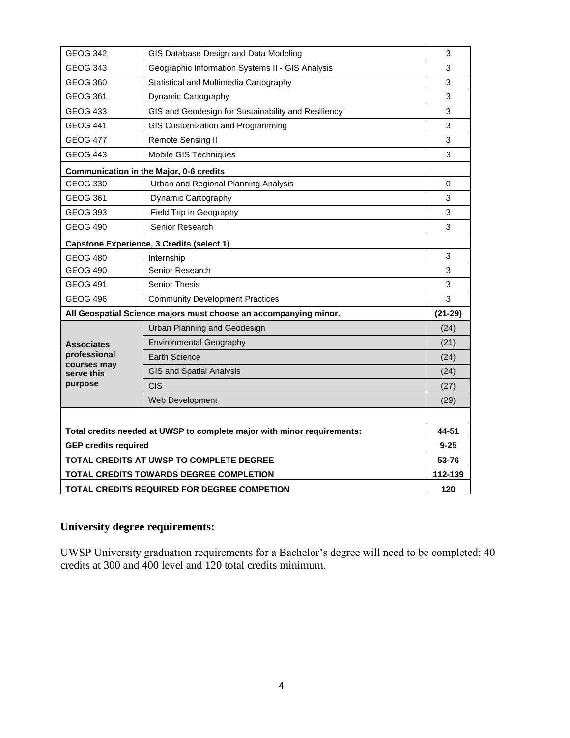| | | |
|---|---|---|
| GEOG 342 | GIS Database Design and Data Modeling | 3 |
| GEOG 343 | Geographic Information Systems II - GIS Analysis | 3 |
| GEOG 360 | Statistical and Multimedia Cartography | 3 |
| GEOG 361 | Dynamic Cartography | 3 |
| GEOG 433 | GIS and Geodesign for Sustainability and Resiliency | 3 |
| GEOG 441 | GIS Customization and Programming | 3 |
| GEOG 477 | Remote Sensing II | 3 |
| GEOG 443 | Mobile GIS Techniques | 3 |
| **Communication in the Major, 0-6 credits** | | |
| GEOG 330 | Urban and Regional Planning Analysis | 0 |
| GEOG 361 | Dynamic Cartography | 3 |
| GEOG 393 | Field Trip in Geography | 3 |
| GEOG 490 | Senior Research | 3 |
| **Capstone Experience, 3 Credits (select 1)** | | |
| GEOG 480 | Internship | 3 |
| GEOG 490 | Senior Research | 3 |
| GEOG 491 | Senior Thesis | 3 |
| GEOG 496 | Community Development Practices | 3 |
| **All Geospatial Science majors must choose an accompanying minor.** | | **(21-29)** |
| **Associates professional courses may serve this purpose** | Urban Planning and Geodesign | (24) |
| | Environmental Geography | (21) |
| | Earth Science | (24) |
| | GIS and Spatial Analysis | (24) |
| | CIS | (27) |
| | Web Development | (29) |
| | | |
| **Total credits needed at UWSP to complete major with minor requirements:** | | **44-51** |
| **GEP credits required** | | **9-25** |
| **TOTAL CREDITS AT UWSP TO COMPLETE DEGREE** | | **53-76** |
| **TOTAL CREDITS TOWARDS DEGREE COMPLETION** | | **112-139** |
| **TOTAL CREDITS REQUIRED FOR DEGREE COMPETION** | | **120** |

## University degree requirements:

UWSP University graduation requirements for a Bachelor's degree will need to be completed: 40 credits at 300 and 400 level and 120 total credits minimum.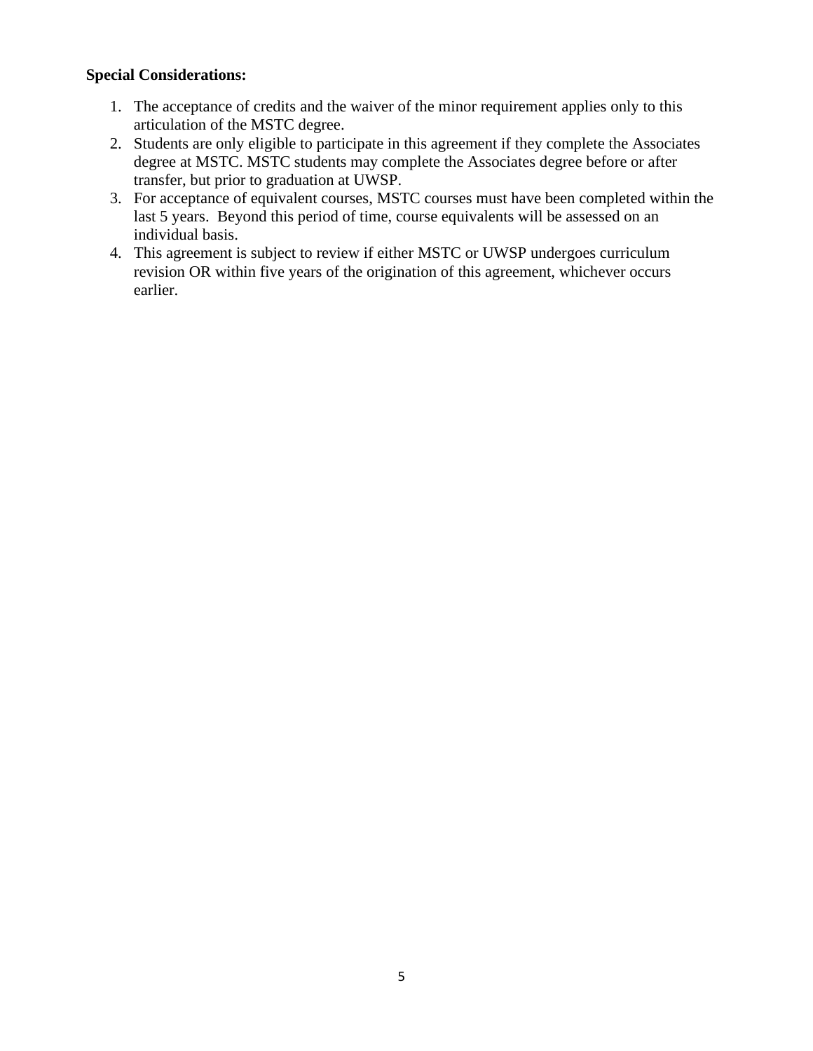**Special Considerations:**

1. The acceptance of credits and the waiver of the minor requirement applies only to this articulation of the MSTC degree.
2. Students are only eligible to participate in this agreement if they complete the Associates degree at MSTC. MSTC students may complete the Associates degree before or after transfer, but prior to graduation at UWSP.
3. For acceptance of equivalent courses, MSTC courses must have been completed within the last 5 years. Beyond this period of time, course equivalents will be assessed on an individual basis.
4. This agreement is subject to review if either MSTC or UWSP undergoes curriculum revision OR within five years of the origination of this agreement, whichever occurs earlier.